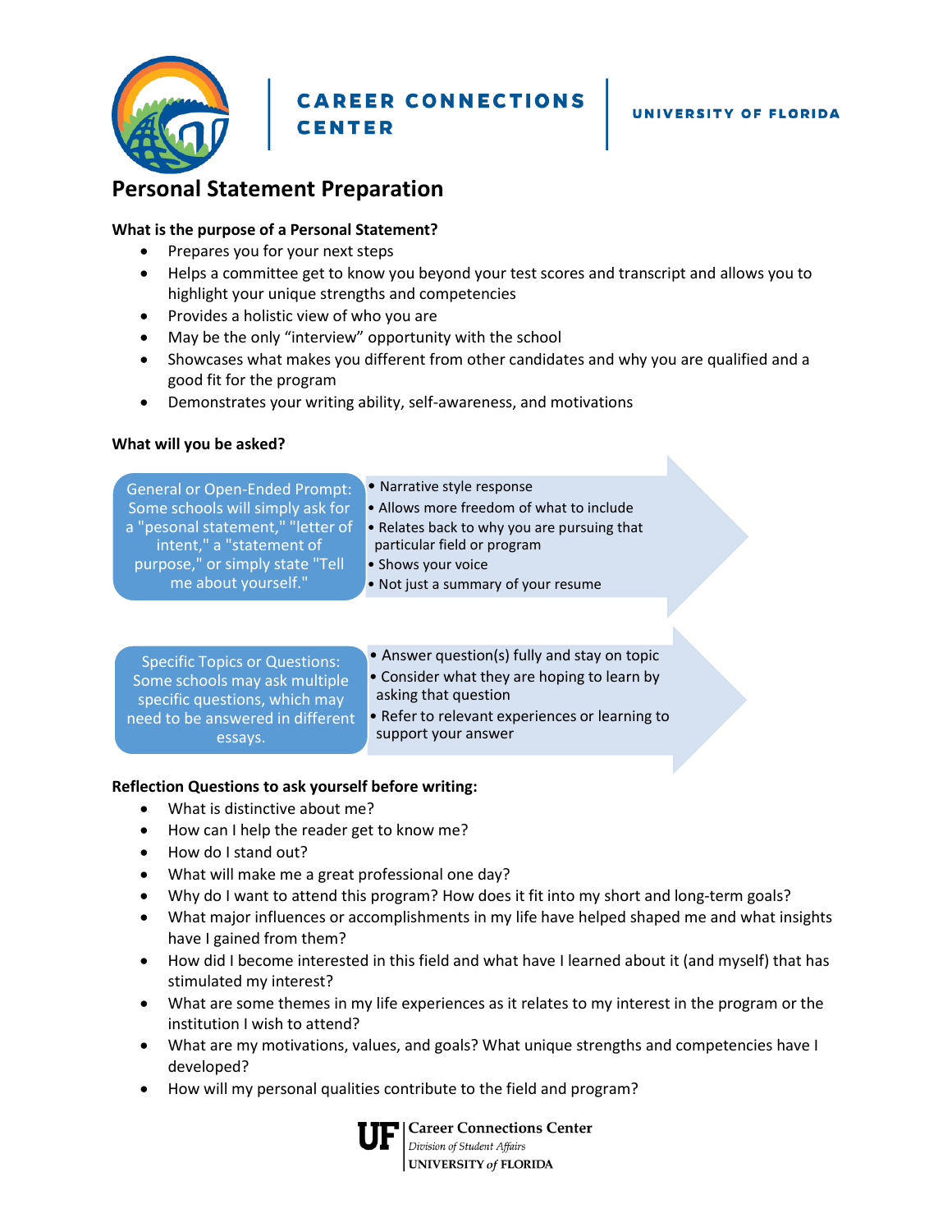CAREER CONNECTIONS CENTER | UNIVERSITY OF FLORIDA

# Personal Statement Preparation

**What is the purpose of a Personal Statement?**

- Prepares you for your next steps
- Helps a committee get to know you beyond your test scores and transcript and allows you to highlight your unique strengths and competencies
- Provides a holistic view of who you are
- May be the only "interview" opportunity with the school
- Showcases what makes you different from other candidates and why you are qualified and a good fit for the program
- Demonstrates your writing ability, self-awareness, and motivations

**What will you be asked?**

General or Open-Ended Prompt: Some schools will simply ask for a "pesonal statement," "letter of intent," a "statement of purpose," or simply state "Tell me about yourself."

- Narrative style response
- Allows more freedom of what to include
- Relates back to why you are pursuing that particular field or program
- Shows your voice
- Not just a summary of your resume

Specific Topics or Questions: Some schools may ask multiple specific questions, which may need to be answered in different essays.

- Answer question(s) fully and stay on topic
- Consider what they are hoping to learn by asking that question
- Refer to relevant experiences or learning to support your answer

**Reflection Questions to ask yourself before writing:**

- What is distinctive about me?
- How can I help the reader get to know me?
- How do I stand out?
- What will make me a great professional one day?
- Why do I want to attend this program? How does it fit into my short and long-term goals?
- What major influences or accomplishments in my life have helped shaped me and what insights have I gained from them?
- How did I become interested in this field and what have I learned about it (and myself) that has stimulated my interest?
- What are some themes in my life experiences as it relates to my interest in the program or the institution I wish to attend?
- What are my motivations, values, and goals? What unique strengths and competencies have I developed?
- How will my personal qualities contribute to the field and program?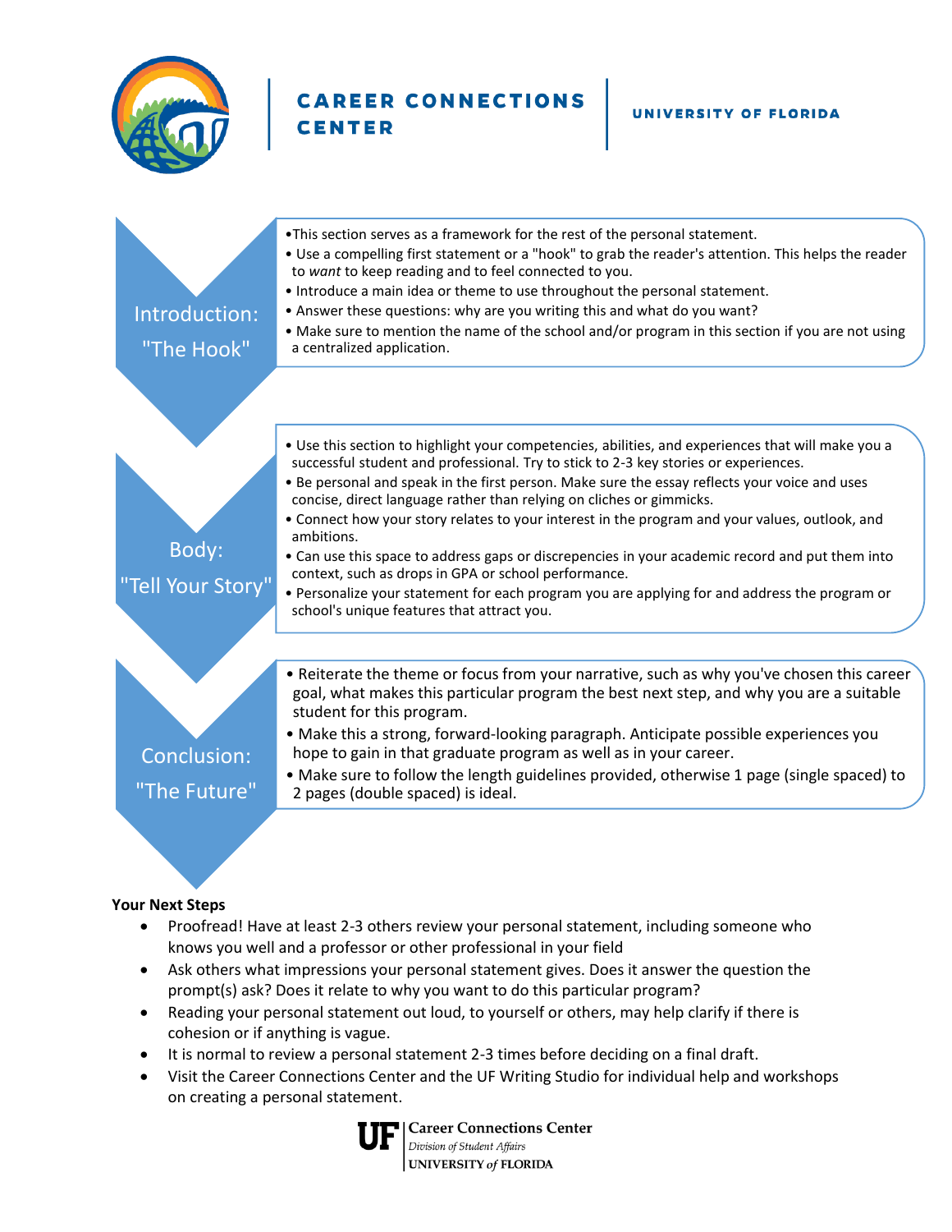**CAREER CONNECTIONS CENTER** | **UNIVERSITY OF FLORIDA**

## Introduction: "The Hook"

- This section serves as a framework for the rest of the personal statement.
- Use a compelling first statement or a "hook" to grab the reader's attention. This helps the reader to *want* to keep reading and to feel connected to you.
- Introduce a main idea or theme to use throughout the personal statement.
- Answer these questions: why are you writing this and what do you want?
- Make sure to mention the name of the school and/or program in this section if you are not using a centralized application.

## Body: "Tell Your Story"

- Use this section to highlight your competencies, abilities, and experiences that will make you a successful student and professional. Try to stick to 2-3 key stories or experiences.
- Be personal and speak in the first person. Make sure the essay reflects your voice and uses concise, direct language rather than relying on cliches or gimmicks.
- Connect how your story relates to your interest in the program and your values, outlook, and ambitions.
- Can use this space to address gaps or discrepencies in your academic record and put them into context, such as drops in GPA or school performance.
- Personalize your statement for each program you are applying for and address the program or school's unique features that attract you.

## Conclusion: "The Future"

- Reiterate the theme or focus from your narrative, such as why you've chosen this career goal, what makes this particular program the best next step, and why you are a suitable student for this program.
- Make this a strong, forward-looking paragraph. Anticipate possible experiences you hope to gain in that graduate program as well as in your career.
- Make sure to follow the length guidelines provided, otherwise 1 page (single spaced) to 2 pages (double spaced) is ideal.

**Your Next Steps**

- Proofread! Have at least 2-3 others review your personal statement, including someone who knows you well and a professor or other professional in your field
- Ask others what impressions your personal statement gives. Does it answer the question the prompt(s) ask? Does it relate to why you want to do this particular program?
- Reading your personal statement out loud, to yourself or others, may help clarify if there is cohesion or if anything is vague.
- It is normal to review a personal statement 2-3 times before deciding on a final draft.
- Visit the Career Connections Center and the UF Writing Studio for individual help and workshops on creating a personal statement.

UF | Career Connections Center
*Division of Student Affairs*
UNIVERSITY *of* FLORIDA